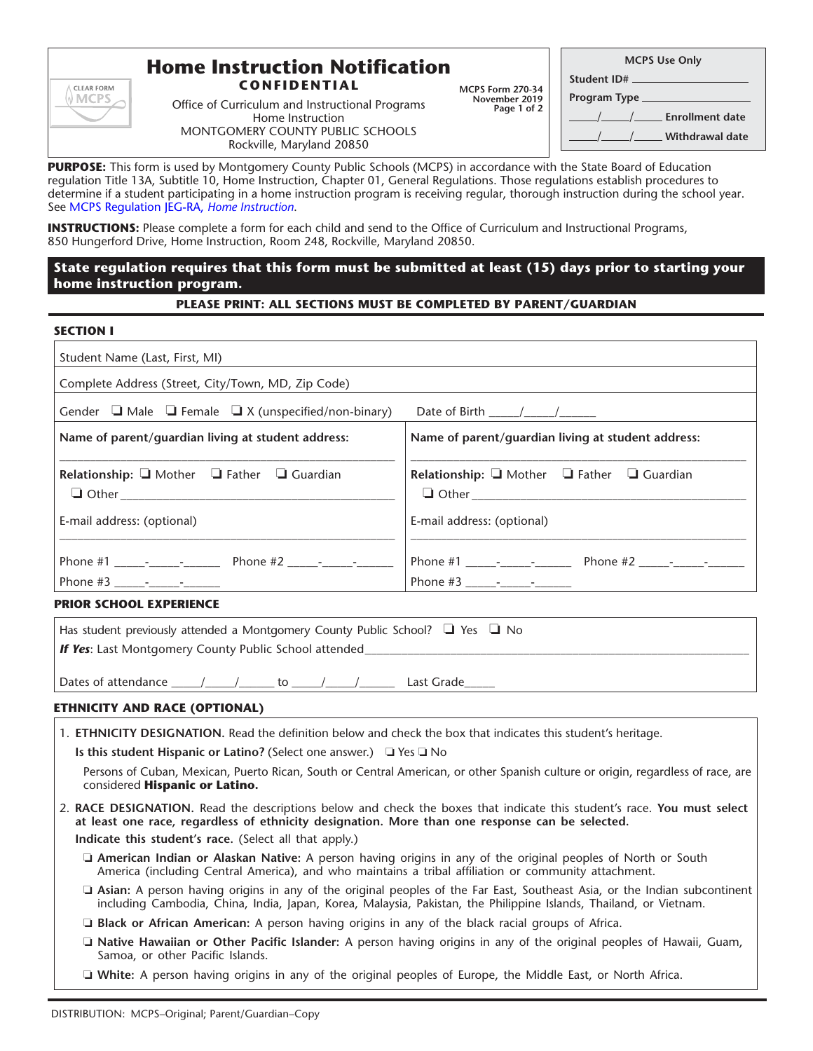# Home Instruction Notification

**CONFIDENTIAL**

Office of Curriculum and Instructional Programs
Home Instruction
MONTGOMERY COUNTY PUBLIC SCHOOLS
Rockville, Maryland 20850

MCPS Form 270-34
November 2019

| MCPS Use Only |
|---|
| Student ID# ______________ |
| Program Type ______________ |
| _____/_____/_____ Enrollment date |
| _____/_____/_____ Withdrawal date |

**PURPOSE:** This form is used by Montgomery County Public Schools (MCPS) in accordance with the State Board of Education regulation Title 13A, Subtitle 10, Home Instruction, Chapter 01, General Regulations. Those regulations establish procedures to determine if a student participating in a home instruction program is receiving regular, thorough instruction during the school year. See MCPS Regulation JEG-RA, *Home Instruction*.

**INSTRUCTIONS:** Please complete a form for each child and send to the Office of Curriculum and Instructional Programs, 850 Hungerford Drive, Home Instruction, Room 248, Rockville, Maryland 20850.

**State regulation requires that this form must be submitted at least (15) days prior to starting your home instruction program.**

**PLEASE PRINT: ALL SECTIONS MUST BE COMPLETED BY PARENT/GUARDIAN**

## SECTION I

Student Name (Last, First, MI)

Complete Address (Street, City/Town, MD, Zip Code)

Gender ❑ Male ❑ Female ❑ X (unspecified/non-binary) Date of Birth _____/_____/______

| **Name of parent/guardian living at student address:** | **Name of parent/guardian living at student address:** |
|---|---|
| ______________________________ | ______________________________ |
| **Relationship:** ❑ Mother ❑ Father ❑ Guardian ❑ Other ______________ | **Relationship:** ❑ Mother ❑ Father ❑ Guardian ❑ Other ______________ |
| E-mail address: (optional) ______________ | E-mail address: (optional) ______________ |
| Phone #1 _____-_____-______ Phone #2 _____-_____-______ | Phone #1 _____-_____-______ Phone #2 _____-_____-______ |
| Phone #3 _____-_____-______ | Phone #3 _____-_____-______ |

## PRIOR SCHOOL EXPERIENCE

Has student previously attended a Montgomery County Public School? ❑ Yes ❑ No

***If Yes***: Last Montgomery County Public School attended______________________________

Dates of attendance _____/_____/______ to _____/_____/______ Last Grade_____

## ETHNICITY AND RACE (OPTIONAL)

1. **ETHNICITY DESIGNATION.** Read the definition below and check the box that indicates this student's heritage.

   **Is this student Hispanic or Latino?** (Select one answer.) ❑ Yes ❑ No

   Persons of Cuban, Mexican, Puerto Rican, South or Central American, or other Spanish culture or origin, regardless of race, are considered **Hispanic or Latino.**

2. **RACE DESIGNATION.** Read the descriptions below and check the boxes that indicate this student's race. **You must select at least one race, regardless of ethnicity designation. More than one response can be selected.**

   **Indicate this student's race.** (Select all that apply.)

   ❑ **American Indian or Alaskan Native:** A person having origins in any of the original peoples of North or South America (including Central America), and who maintains a tribal affiliation or community attachment.

   ❑ **Asian:** A person having origins in any of the original peoples of the Far East, Southeast Asia, or the Indian subcontinent including Cambodia, China, India, Japan, Korea, Malaysia, Pakistan, the Philippine Islands, Thailand, or Vietnam.

   ❑ **Black or African American:** A person having origins in any of the black racial groups of Africa.

   ❑ **Native Hawaiian or Other Pacific Islander:** A person having origins in any of the original peoples of Hawaii, Guam, Samoa, or other Pacific Islands.

   ❑ **White:** A person having origins in any of the original peoples of Europe, the Middle East, or North Africa.

DISTRIBUTION: MCPS–Original; Parent/Guardian–Copy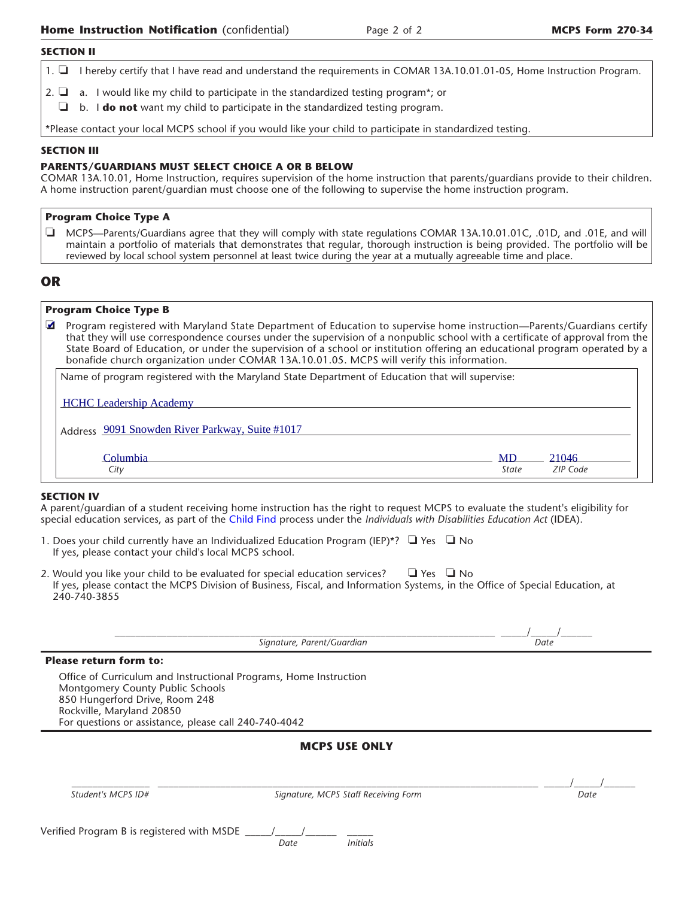## SECTION II

1. ❑ I hereby certify that I have read and understand the requirements in COMAR 13A.10.01.01-05, Home Instruction Program.

2. ❑ a. I would like my child to participate in the standardized testing program*; or

   ❑ b. I **do not** want my child to participate in the standardized testing program.

*Please contact your local MCPS school if you would like your child to participate in standardized testing.

## SECTION III

### PARENTS/GUARDIANS MUST SELECT CHOICE A OR B BELOW

COMAR 13A.10.01, Home Instruction, requires supervision of the home instruction that parents/guardians provide to their children. A home instruction parent/guardian must choose one of the following to supervise the home instruction program.

**Program Choice Type A**

❑ MCPS—Parents/Guardians agree that they will comply with state regulations COMAR 13A.10.01.01C, .01D, and .01E, and will maintain a portfolio of materials that demonstrates that regular, thorough instruction is being provided. The portfolio will be reviewed by local school system personnel at least twice during the year at a mutually agreeable time and place.

## OR

**Program Choice Type B**

☑ Program registered with Maryland State Department of Education to supervise home instruction—Parents/Guardians certify that they will use correspondence courses under the supervision of a nonpublic school with a certificate of approval from the State Board of Education, or under the supervision of a school or institution offering an educational program operated by a bonafide church organization under COMAR 13A.10.01.05. MCPS will verify this information.

Name of program registered with the Maryland State Department of Education that will supervise:

HCHC Leadership Academy

Address 9091 Snowden River Parkway, Suite #1017

Columbia — *City* MD — *State* 21046 — *ZIP Code*

## SECTION IV

A parent/guardian of a student receiving home instruction has the right to request MCPS to evaluate the student's eligibility for special education services, as part of the Child Find process under the *Individuals with Disabilities Education Act* (IDEA).

1. Does your child currently have an Individualized Education Program (IEP)*? ❑ Yes ❑ No
   If yes, please contact your child's local MCPS school.

2. Would you like your child to be evaluated for special education services? ❑ Yes ❑ No
   If yes, please contact the MCPS Division of Business, Fiscal, and Information Systems, in the Office of Special Education, at 240-740-3855

_______________________________________ ____/____/____

*Signature, Parent/Guardian* *Date*

**Please return form to:**

Office of Curriculum and Instructional Programs, Home Instruction
Montgomery County Public Schools
850 Hungerford Drive, Room 248
Rockville, Maryland 20850
For questions or assistance, please call 240-740-4042

### MCPS USE ONLY

__________ _______________________________________ ____/____/____

*Student's MCPS ID#* *Signature, MCPS Staff Receiving Form* *Date*

Verified Program B is registered with MSDE ____/____/____ ____

*Date* *Initials*